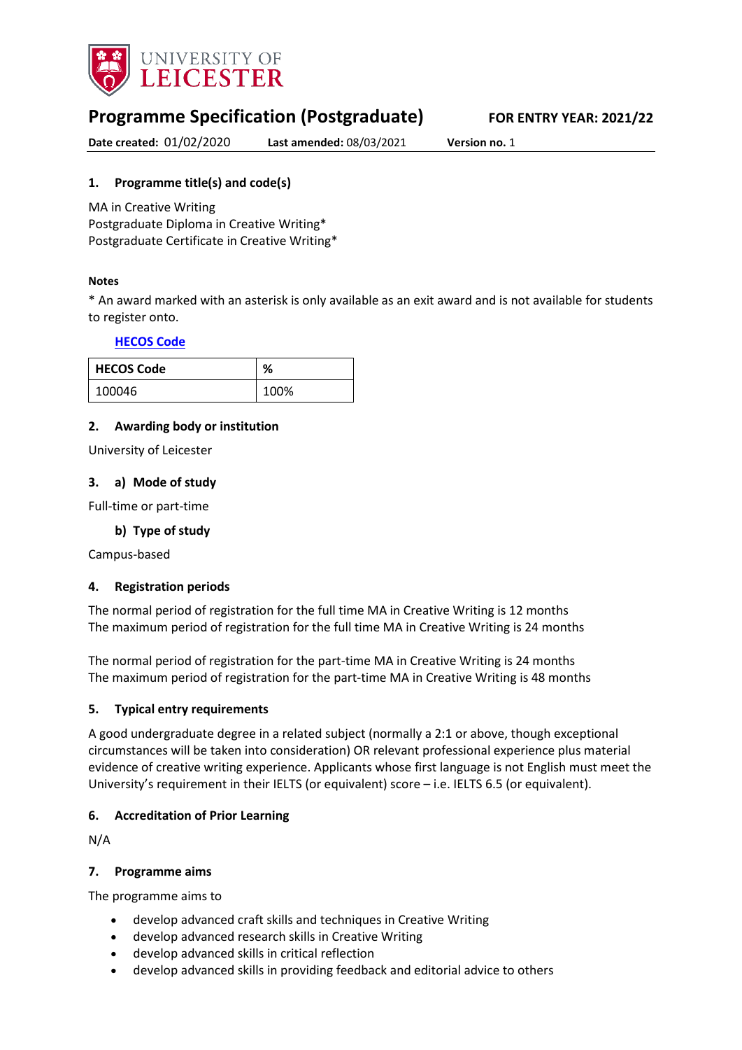# Programme Specification (Postgraduate)

**FOR ENTRY YEAR: 2021/22**

**Date created:** 01/02/2020 **Last amended:** 08/03/2021 **Version no.** 1

## 1. Programme title(s) and code(s)

MA in Creative Writing
Postgraduate Diploma in Creative Writing*
Postgraduate Certificate in Creative Writing*

#### Notes

* An award marked with an asterisk is only available as an exit award and is not available for students to register onto.

**HECOS Code**

| HECOS Code | % |
|---|---|
| 100046 | 100% |

## 2. Awarding body or institution

University of Leicester

## 3. a) Mode of study

Full-time or part-time

### b) Type of study

Campus-based

## 4. Registration periods

The normal period of registration for the full time MA in Creative Writing is 12 months
The maximum period of registration for the full time MA in Creative Writing is 24 months

The normal period of registration for the part-time MA in Creative Writing is 24 months
The maximum period of registration for the part-time MA in Creative Writing is 48 months

## 5. Typical entry requirements

A good undergraduate degree in a related subject (normally a 2:1 or above, though exceptional circumstances will be taken into consideration) OR relevant professional experience plus material evidence of creative writing experience. Applicants whose first language is not English must meet the University's requirement in their IELTS (or equivalent) score – i.e. IELTS 6.5 (or equivalent).

## 6. Accreditation of Prior Learning

N/A

## 7. Programme aims

The programme aims to

- develop advanced craft skills and techniques in Creative Writing
- develop advanced research skills in Creative Writing
- develop advanced skills in critical reflection
- develop advanced skills in providing feedback and editorial advice to others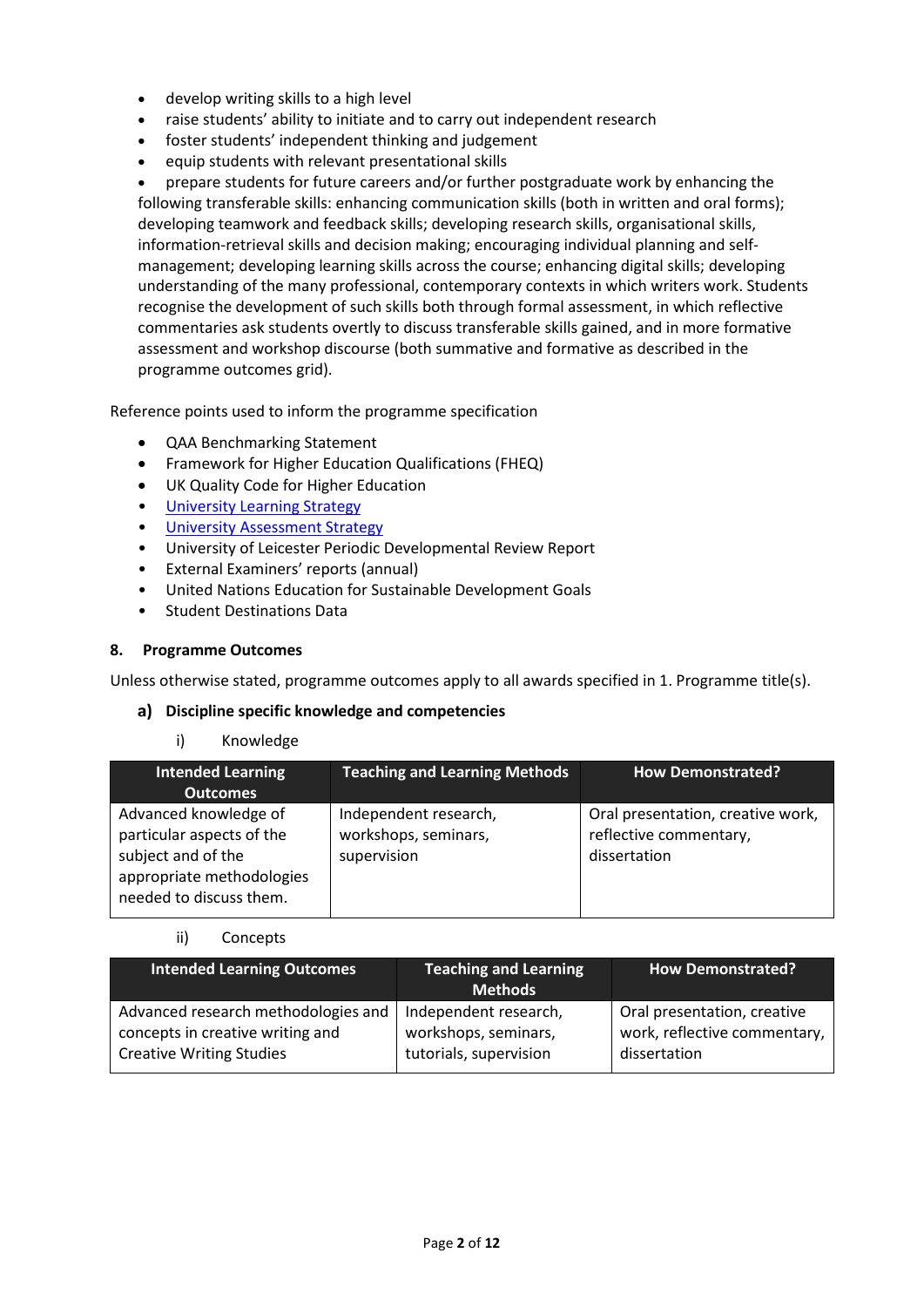- develop writing skills to a high level
- raise students' ability to initiate and to carry out independent research
- foster students' independent thinking and judgement
- equip students with relevant presentational skills
- prepare students for future careers and/or further postgraduate work by enhancing the following transferable skills: enhancing communication skills (both in written and oral forms); developing teamwork and feedback skills; developing research skills, organisational skills, information-retrieval skills and decision making; encouraging individual planning and self-management; developing learning skills across the course; enhancing digital skills; developing understanding of the many professional, contemporary contexts in which writers work. Students recognise the development of such skills both through formal assessment, in which reflective commentaries ask students overtly to discuss transferable skills gained, and in more formative assessment and workshop discourse (both summative and formative as described in the programme outcomes grid).

Reference points used to inform the programme specification

- QAA Benchmarking Statement
- Framework for Higher Education Qualifications (FHEQ)
- UK Quality Code for Higher Education
- University Learning Strategy
- University Assessment Strategy
- University of Leicester Periodic Developmental Review Report
- External Examiners' reports (annual)
- United Nations Education for Sustainable Development Goals
- Student Destinations Data

## 8. Programme Outcomes

Unless otherwise stated, programme outcomes apply to all awards specified in 1. Programme title(s).

### a) Discipline specific knowledge and competencies

i) Knowledge

| Intended Learning Outcomes | Teaching and Learning Methods | How Demonstrated? |
|---|---|---|
| Advanced knowledge of particular aspects of the subject and of the appropriate methodologies needed to discuss them. | Independent research, workshops, seminars, supervision | Oral presentation, creative work, reflective commentary, dissertation |

ii) Concepts

| Intended Learning Outcomes | Teaching and Learning Methods | How Demonstrated? |
|---|---|---|
| Advanced research methodologies and concepts in creative writing and Creative Writing Studies | Independent research, workshops, seminars, tutorials, supervision | Oral presentation, creative work, reflective commentary, dissertation |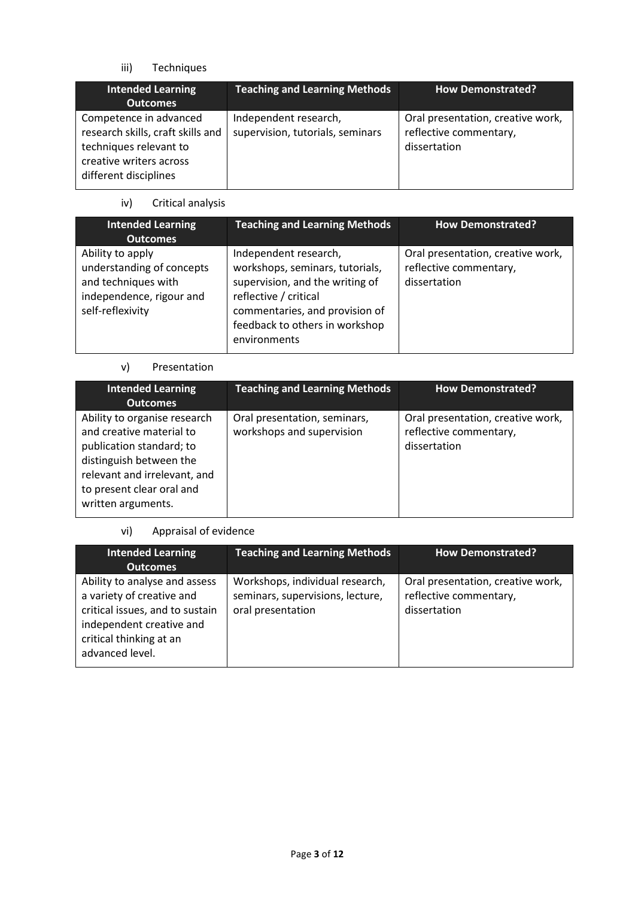iii) Techniques

| Intended Learning Outcomes | Teaching and Learning Methods | How Demonstrated? |
|---|---|---|
| Competence in advanced research skills, craft skills and techniques relevant to creative writers across different disciplines | Independent research, supervision, tutorials, seminars | Oral presentation, creative work, reflective commentary, dissertation |

iv) Critical analysis

| Intended Learning Outcomes | Teaching and Learning Methods | How Demonstrated? |
|---|---|---|
| Ability to apply understanding of concepts and techniques with independence, rigour and self-reflexivity | Independent research, workshops, seminars, tutorials, supervision, and the writing of reflective / critical commentaries, and provision of feedback to others in workshop environments | Oral presentation, creative work, reflective commentary, dissertation |

v) Presentation

| Intended Learning Outcomes | Teaching and Learning Methods | How Demonstrated? |
|---|---|---|
| Ability to organise research and creative material to publication standard; to distinguish between the relevant and irrelevant, and to present clear oral and written arguments. | Oral presentation, seminars, workshops and supervision | Oral presentation, creative work, reflective commentary, dissertation |

vi) Appraisal of evidence

| Intended Learning Outcomes | Teaching and Learning Methods | How Demonstrated? |
|---|---|---|
| Ability to analyse and assess a variety of creative and critical issues, and to sustain independent creative and critical thinking at an advanced level. | Workshops, individual research, seminars, supervisions, lecture, oral presentation | Oral presentation, creative work, reflective commentary, dissertation |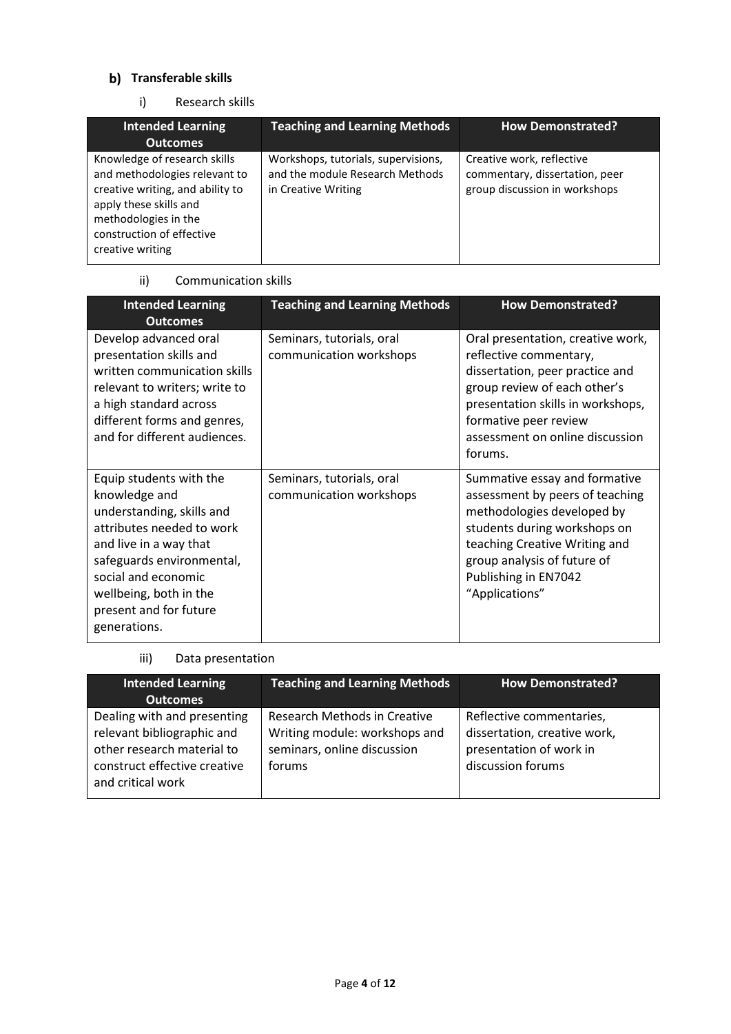## b) Transferable skills

### i) Research skills

| Intended Learning Outcomes | Teaching and Learning Methods | How Demonstrated? |
|---|---|---|
| Knowledge of research skills and methodologies relevant to creative writing, and ability to apply these skills and methodologies in the construction of effective creative writing | Workshops, tutorials, supervisions, and the module Research Methods in Creative Writing | Creative work, reflective commentary, dissertation, peer group discussion in workshops |

### ii) Communication skills

| Intended Learning Outcomes | Teaching and Learning Methods | How Demonstrated? |
|---|---|---|
| Develop advanced oral presentation skills and written communication skills relevant to writers; write to a high standard across different forms and genres, and for different audiences. | Seminars, tutorials, oral communication workshops | Oral presentation, creative work, reflective commentary, dissertation, peer practice and group review of each other's presentation skills in workshops, formative peer review assessment on online discussion forums. |
| Equip students with the knowledge and understanding, skills and attributes needed to work and live in a way that safeguards environmental, social and economic wellbeing, both in the present and for future generations. | Seminars, tutorials, oral communication workshops | Summative essay and formative assessment by peers of teaching methodologies developed by students during workshops on teaching Creative Writing and group analysis of future of Publishing in EN7042 "Applications" |

### iii) Data presentation

| Intended Learning Outcomes | Teaching and Learning Methods | How Demonstrated? |
|---|---|---|
| Dealing with and presenting relevant bibliographic and other research material to construct effective creative and critical work | Research Methods in Creative Writing module: workshops and seminars, online discussion forums | Reflective commentaries, dissertation, creative work, presentation of work in discussion forums |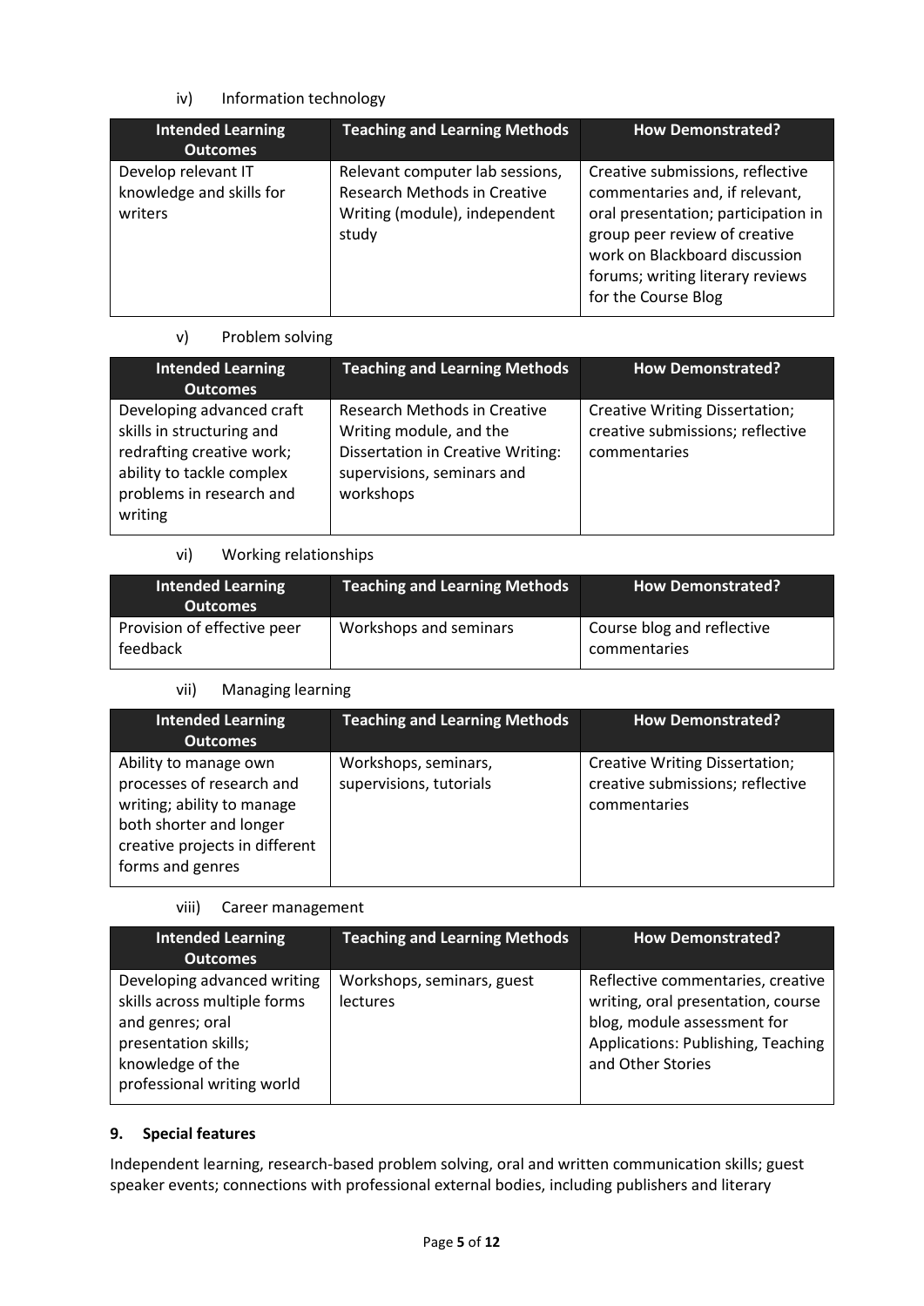iv) Information technology

| Intended Learning Outcomes | Teaching and Learning Methods | How Demonstrated? |
| --- | --- | --- |
| Develop relevant IT knowledge and skills for writers | Relevant computer lab sessions, Research Methods in Creative Writing (module), independent study | Creative submissions, reflective commentaries and, if relevant, oral presentation; participation in group peer review of creative work on Blackboard discussion forums; writing literary reviews for the Course Blog |

v) Problem solving

| Intended Learning Outcomes | Teaching and Learning Methods | How Demonstrated? |
| --- | --- | --- |
| Developing advanced craft skills in structuring and redrafting creative work; ability to tackle complex problems in research and writing | Research Methods in Creative Writing module, and the Dissertation in Creative Writing: supervisions, seminars and workshops | Creative Writing Dissertation; creative submissions; reflective commentaries |

vi) Working relationships

| Intended Learning Outcomes | Teaching and Learning Methods | How Demonstrated? |
| --- | --- | --- |
| Provision of effective peer feedback | Workshops and seminars | Course blog and reflective commentaries |

vii) Managing learning

| Intended Learning Outcomes | Teaching and Learning Methods | How Demonstrated? |
| --- | --- | --- |
| Ability to manage own processes of research and writing; ability to manage both shorter and longer creative projects in different forms and genres | Workshops, seminars, supervisions, tutorials | Creative Writing Dissertation; creative submissions; reflective commentaries |

viii) Career management

| Intended Learning Outcomes | Teaching and Learning Methods | How Demonstrated? |
| --- | --- | --- |
| Developing advanced writing skills across multiple forms and genres; oral presentation skills; knowledge of the professional writing world | Workshops, seminars, guest lectures | Reflective commentaries, creative writing, oral presentation, course blog, module assessment for Applications: Publishing, Teaching and Other Stories |

### 9. Special features

Independent learning, research-based problem solving, oral and written communication skills; guest speaker events; connections with professional external bodies, including publishers and literary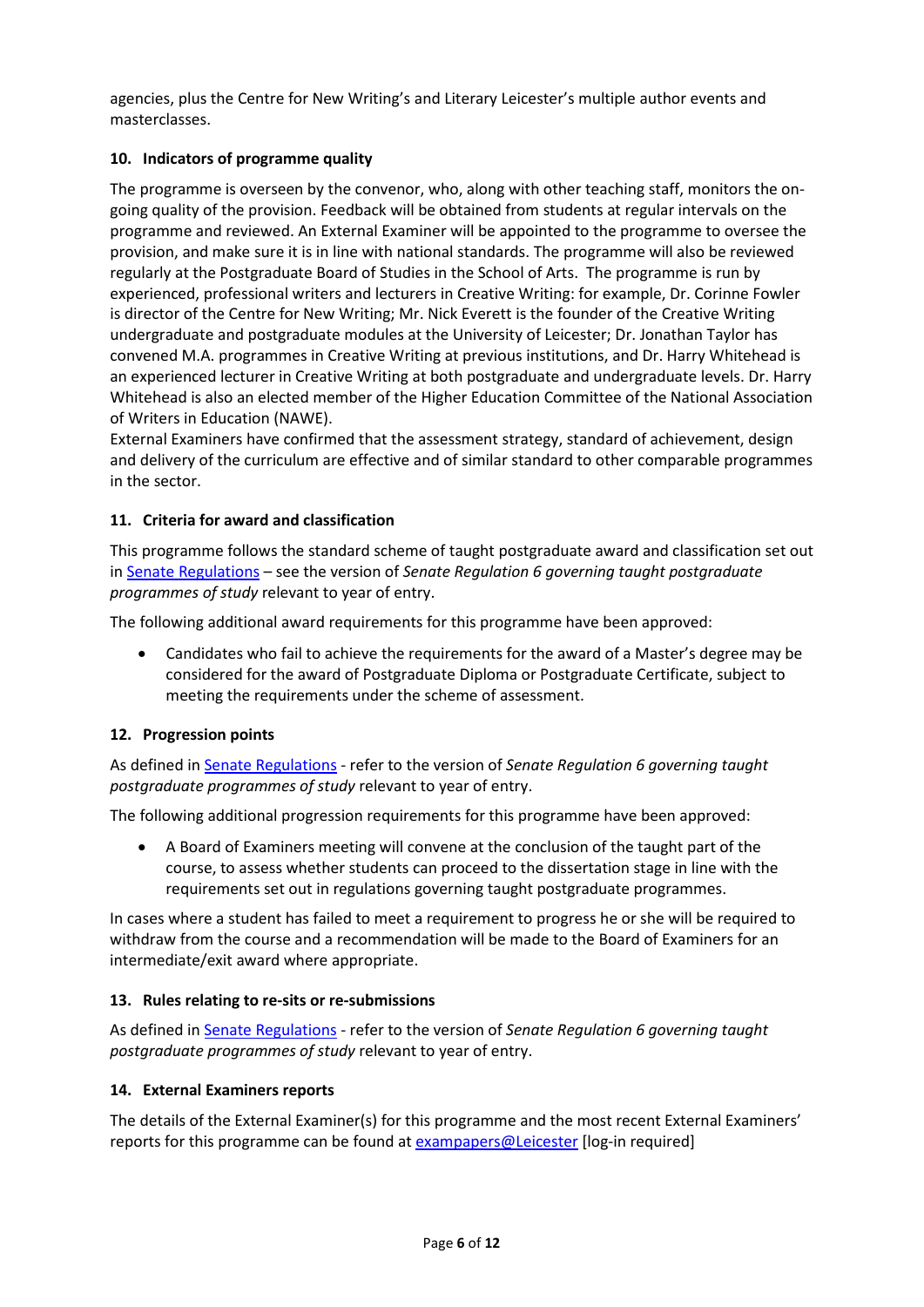agencies, plus the Centre for New Writing's and Literary Leicester's multiple author events and masterclasses.

### 10. Indicators of programme quality

The programme is overseen by the convenor, who, along with other teaching staff, monitors the on-going quality of the provision. Feedback will be obtained from students at regular intervals on the programme and reviewed. An External Examiner will be appointed to the programme to oversee the provision, and make sure it is in line with national standards. The programme will also be reviewed regularly at the Postgraduate Board of Studies in the School of Arts. The programme is run by experienced, professional writers and lecturers in Creative Writing: for example, Dr. Corinne Fowler is director of the Centre for New Writing; Mr. Nick Everett is the founder of the Creative Writing undergraduate and postgraduate modules at the University of Leicester; Dr. Jonathan Taylor has convened M.A. programmes in Creative Writing at previous institutions, and Dr. Harry Whitehead is an experienced lecturer in Creative Writing at both postgraduate and undergraduate levels. Dr. Harry Whitehead is also an elected member of the Higher Education Committee of the National Association of Writers in Education (NAWE).
External Examiners have confirmed that the assessment strategy, standard of achievement, design and delivery of the curriculum are effective and of similar standard to other comparable programmes in the sector.

### 11. Criteria for award and classification

This programme follows the standard scheme of taught postgraduate award and classification set out in Senate Regulations – see the version of *Senate Regulation 6 governing taught postgraduate programmes of study* relevant to year of entry.

The following additional award requirements for this programme have been approved:

- Candidates who fail to achieve the requirements for the award of a Master's degree may be considered for the award of Postgraduate Diploma or Postgraduate Certificate, subject to meeting the requirements under the scheme of assessment.

### 12. Progression points

As defined in Senate Regulations - refer to the version of *Senate Regulation 6 governing taught postgraduate programmes of study* relevant to year of entry.

The following additional progression requirements for this programme have been approved:

- A Board of Examiners meeting will convene at the conclusion of the taught part of the course, to assess whether students can proceed to the dissertation stage in line with the requirements set out in regulations governing taught postgraduate programmes.

In cases where a student has failed to meet a requirement to progress he or she will be required to withdraw from the course and a recommendation will be made to the Board of Examiners for an intermediate/exit award where appropriate.

### 13. Rules relating to re-sits or re-submissions

As defined in Senate Regulations - refer to the version of *Senate Regulation 6 governing taught postgraduate programmes of study* relevant to year of entry.

### 14. External Examiners reports

The details of the External Examiner(s) for this programme and the most recent External Examiners' reports for this programme can be found at exampapers@Leicester [log-in required]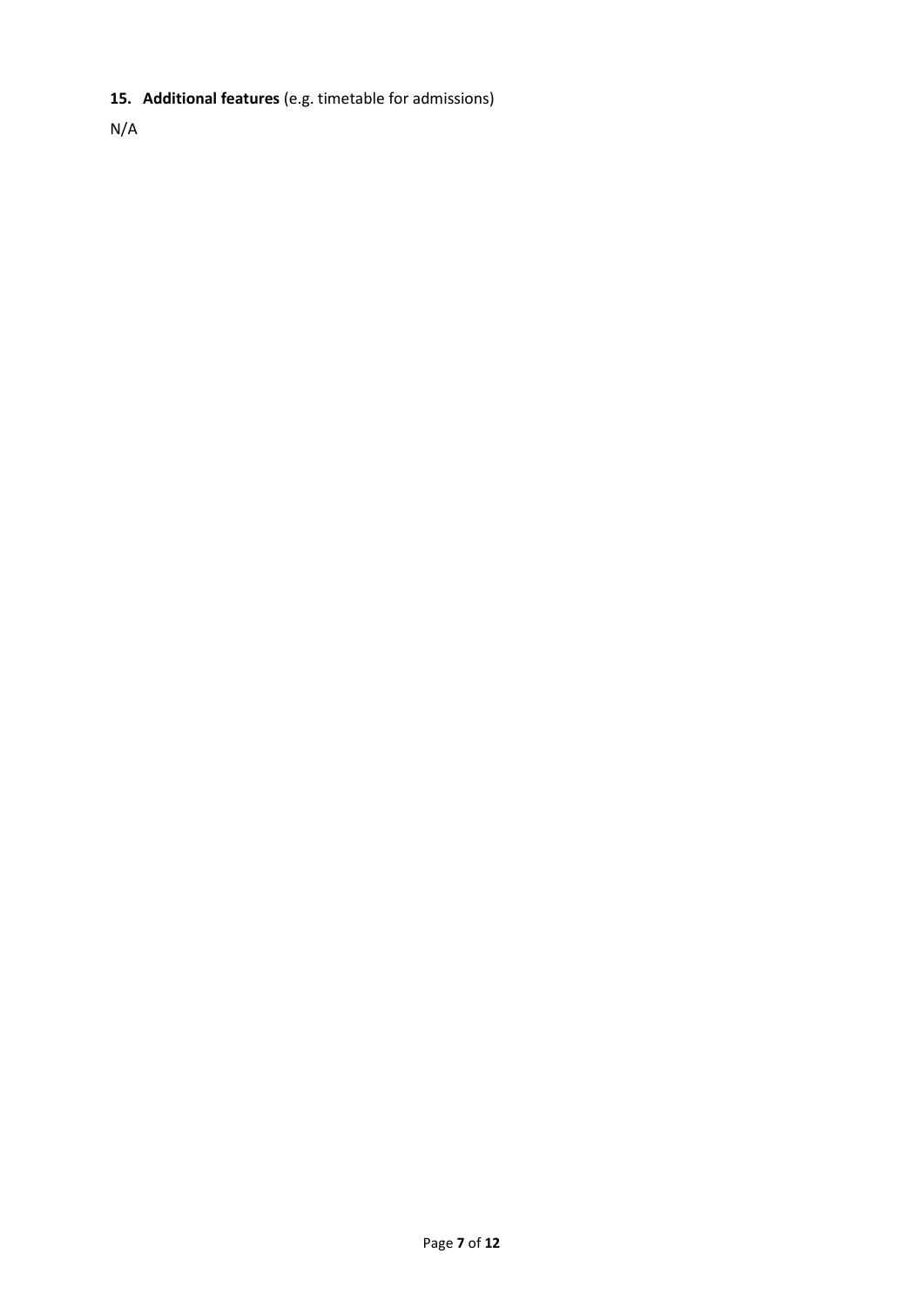**15. Additional features** (e.g. timetable for admissions)

N/A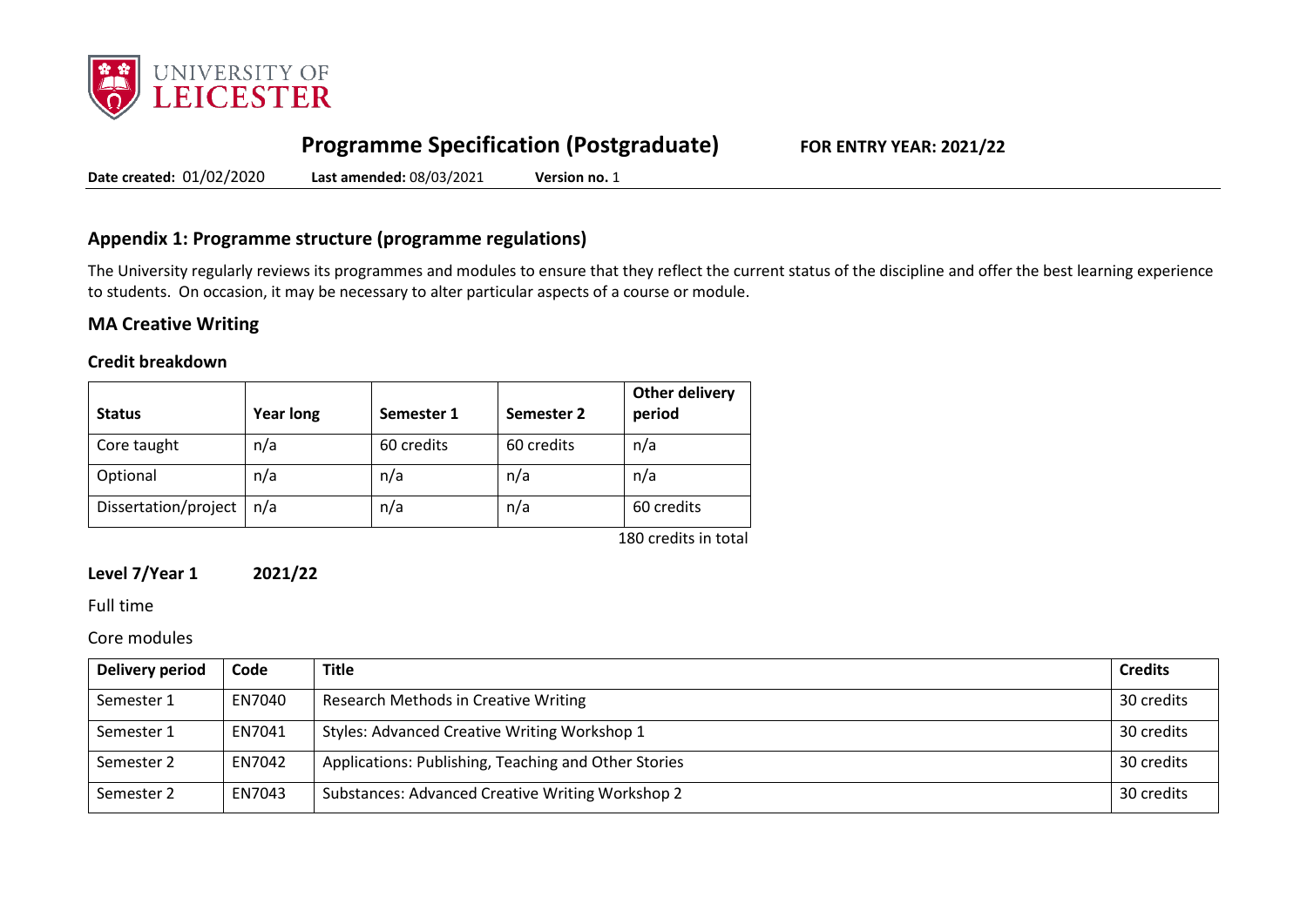# Programme Specification (Postgraduate)

**FOR ENTRY YEAR: 2021/22**

**Date created:** 01/02/2020 **Last amended:** 08/03/2021 **Version no.** 1

## Appendix 1: Programme structure (programme regulations)

The University regularly reviews its programmes and modules to ensure that they reflect the current status of the discipline and offer the best learning experience to students. On occasion, it may be necessary to alter particular aspects of a course or module.

### MA Creative Writing

#### Credit breakdown

| Status | Year long | Semester 1 | Semester 2 | Other delivery period |
|---|---|---|---|---|
| Core taught | n/a | 60 credits | 60 credits | n/a |
| Optional | n/a | n/a | n/a | n/a |
| Dissertation/project | n/a | n/a | n/a | 60 credits |

180 credits in total

**Level 7/Year 1 2021/22**

Full time

Core modules

| Delivery period | Code | Title | Credits |
|---|---|---|---|
| Semester 1 | EN7040 | Research Methods in Creative Writing | 30 credits |
| Semester 1 | EN7041 | Styles: Advanced Creative Writing Workshop 1 | 30 credits |
| Semester 2 | EN7042 | Applications: Publishing, Teaching and Other Stories | 30 credits |
| Semester 2 | EN7043 | Substances: Advanced Creative Writing Workshop 2 | 30 credits |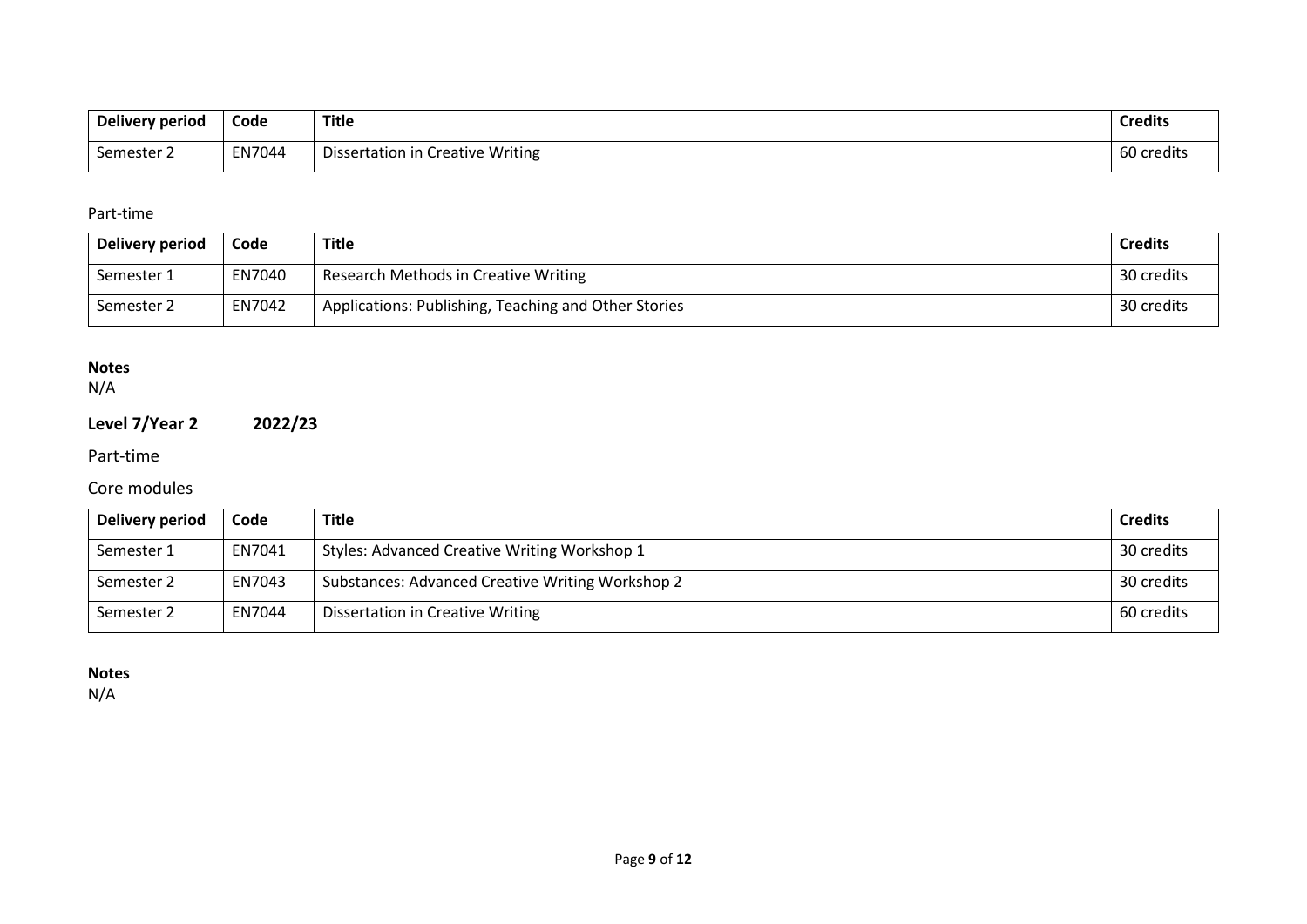| Delivery period | Code | Title | Credits |
|---|---|---|---|
| Semester 2 | EN7044 | Dissertation in Creative Writing | 60 credits |

Part-time

| Delivery period | Code | Title | Credits |
|---|---|---|---|
| Semester 1 | EN7040 | Research Methods in Creative Writing | 30 credits |
| Semester 2 | EN7042 | Applications: Publishing, Teaching and Other Stories | 30 credits |

**Notes**
N/A

## Level 7/Year 2 2022/23

Part-time

Core modules

| Delivery period | Code | Title | Credits |
|---|---|---|---|
| Semester 1 | EN7041 | Styles: Advanced Creative Writing Workshop 1 | 30 credits |
| Semester 2 | EN7043 | Substances: Advanced Creative Writing Workshop 2 | 30 credits |
| Semester 2 | EN7044 | Dissertation in Creative Writing | 60 credits |

**Notes**
N/A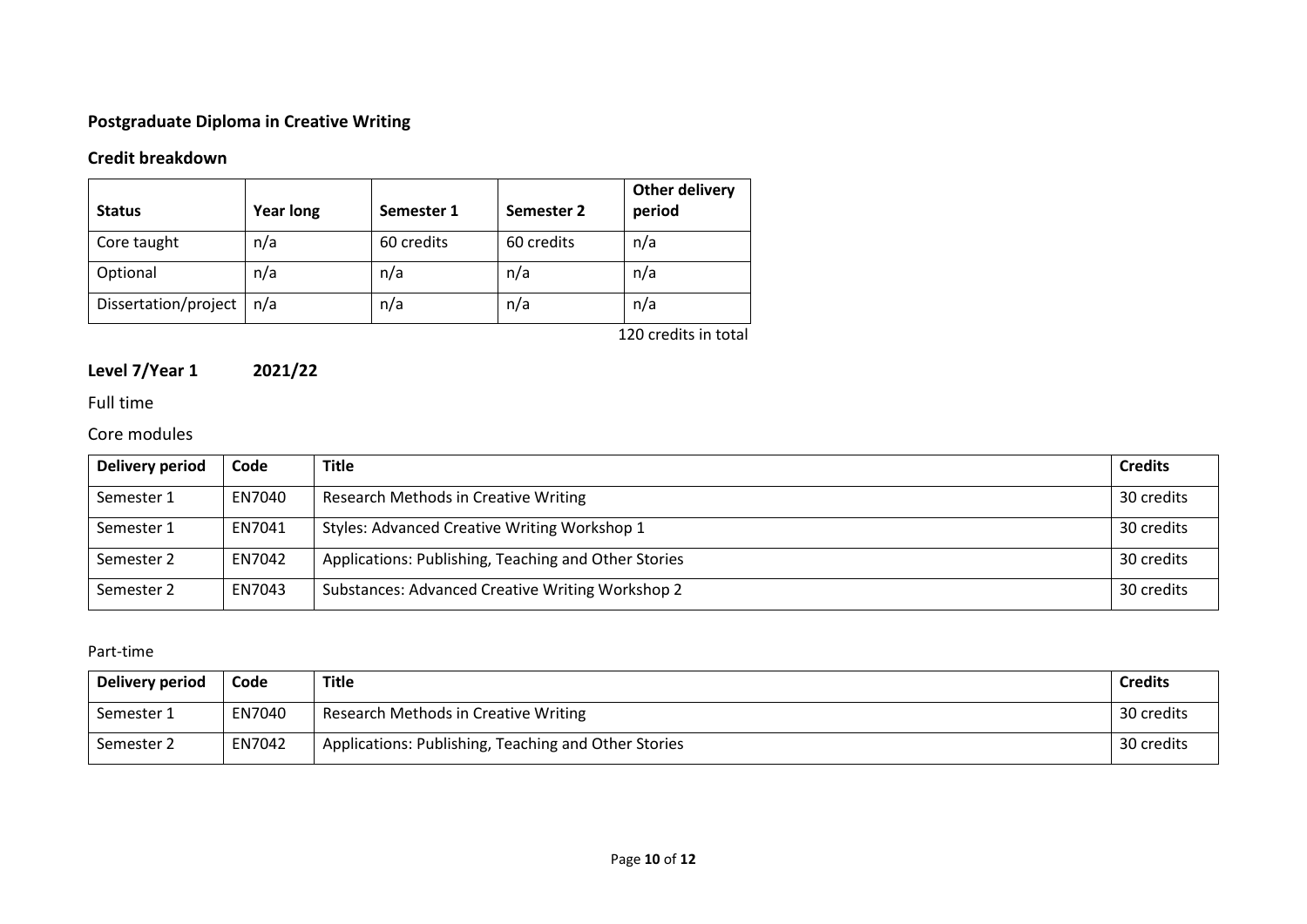## Postgraduate Diploma in Creative Writing

### Credit breakdown

| Status | Year long | Semester 1 | Semester 2 | Other delivery period |
|---|---|---|---|---|
| Core taught | n/a | 60 credits | 60 credits | n/a |
| Optional | n/a | n/a | n/a | n/a |
| Dissertation/project | n/a | n/a | n/a | n/a |

120 credits in total

### Level 7/Year 1 2021/22

Full time

Core modules

| Delivery period | Code | Title | Credits |
|---|---|---|---|
| Semester 1 | EN7040 | Research Methods in Creative Writing | 30 credits |
| Semester 1 | EN7041 | Styles: Advanced Creative Writing Workshop 1 | 30 credits |
| Semester 2 | EN7042 | Applications: Publishing, Teaching and Other Stories | 30 credits |
| Semester 2 | EN7043 | Substances: Advanced Creative Writing Workshop 2 | 30 credits |

Part-time

| Delivery period | Code | Title | Credits |
|---|---|---|---|
| Semester 1 | EN7040 | Research Methods in Creative Writing | 30 credits |
| Semester 2 | EN7042 | Applications: Publishing, Teaching and Other Stories | 30 credits |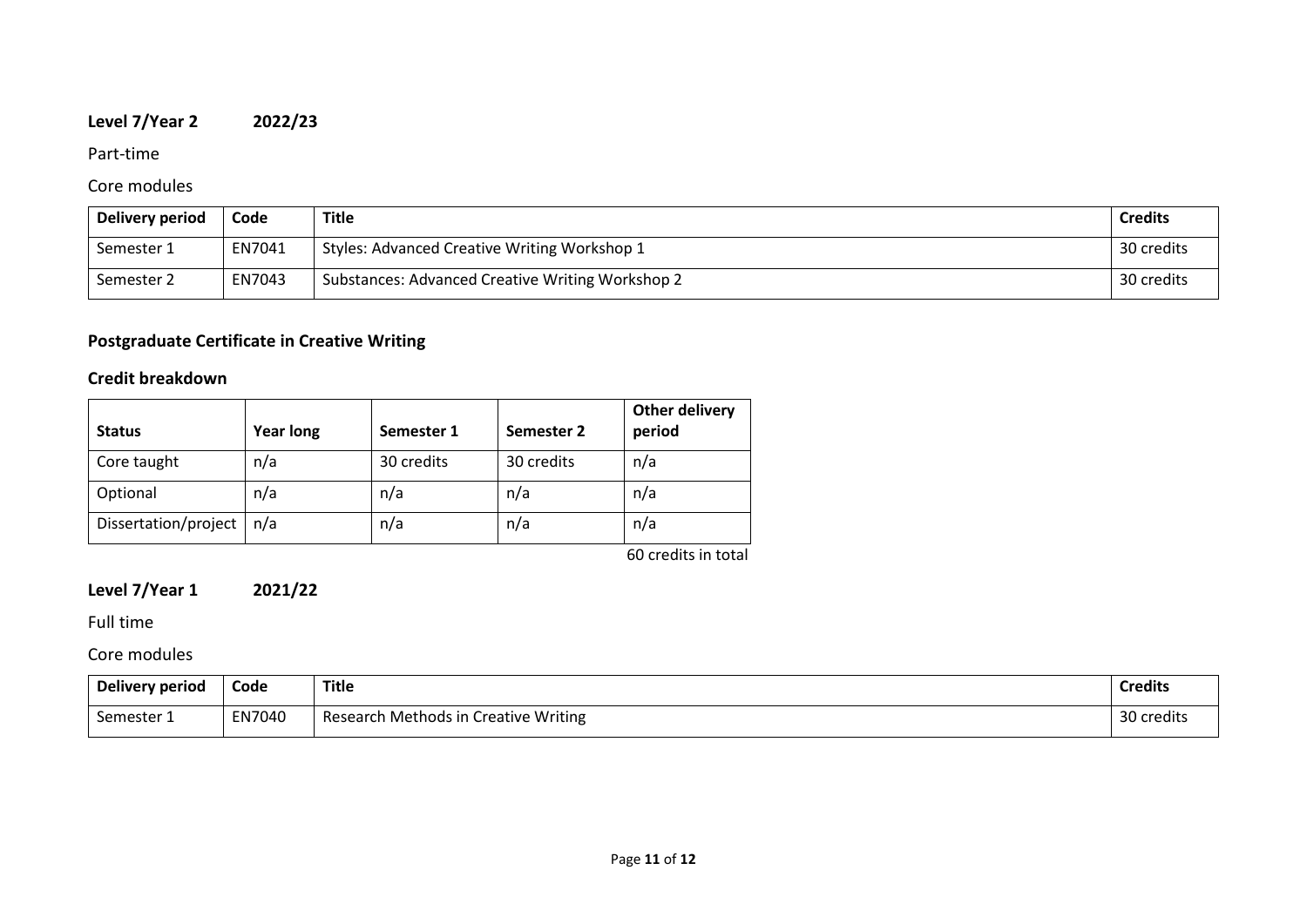**Level 7/Year 2 2022/23**

Part-time

Core modules

| Delivery period | Code | Title | Credits |
|---|---|---|---|
| Semester 1 | EN7041 | Styles: Advanced Creative Writing Workshop 1 | 30 credits |
| Semester 2 | EN7043 | Substances: Advanced Creative Writing Workshop 2 | 30 credits |

**Postgraduate Certificate in Creative Writing**

**Credit breakdown**

| Status | Year long | Semester 1 | Semester 2 | Other delivery period |
|---|---|---|---|---|
| Core taught | n/a | 30 credits | 30 credits | n/a |
| Optional | n/a | n/a | n/a | n/a |
| Dissertation/project | n/a | n/a | n/a | n/a |

60 credits in total

**Level 7/Year 1 2021/22**

Full time

Core modules

| Delivery period | Code | Title | Credits |
|---|---|---|---|
| Semester 1 | EN7040 | Research Methods in Creative Writing | 30 credits |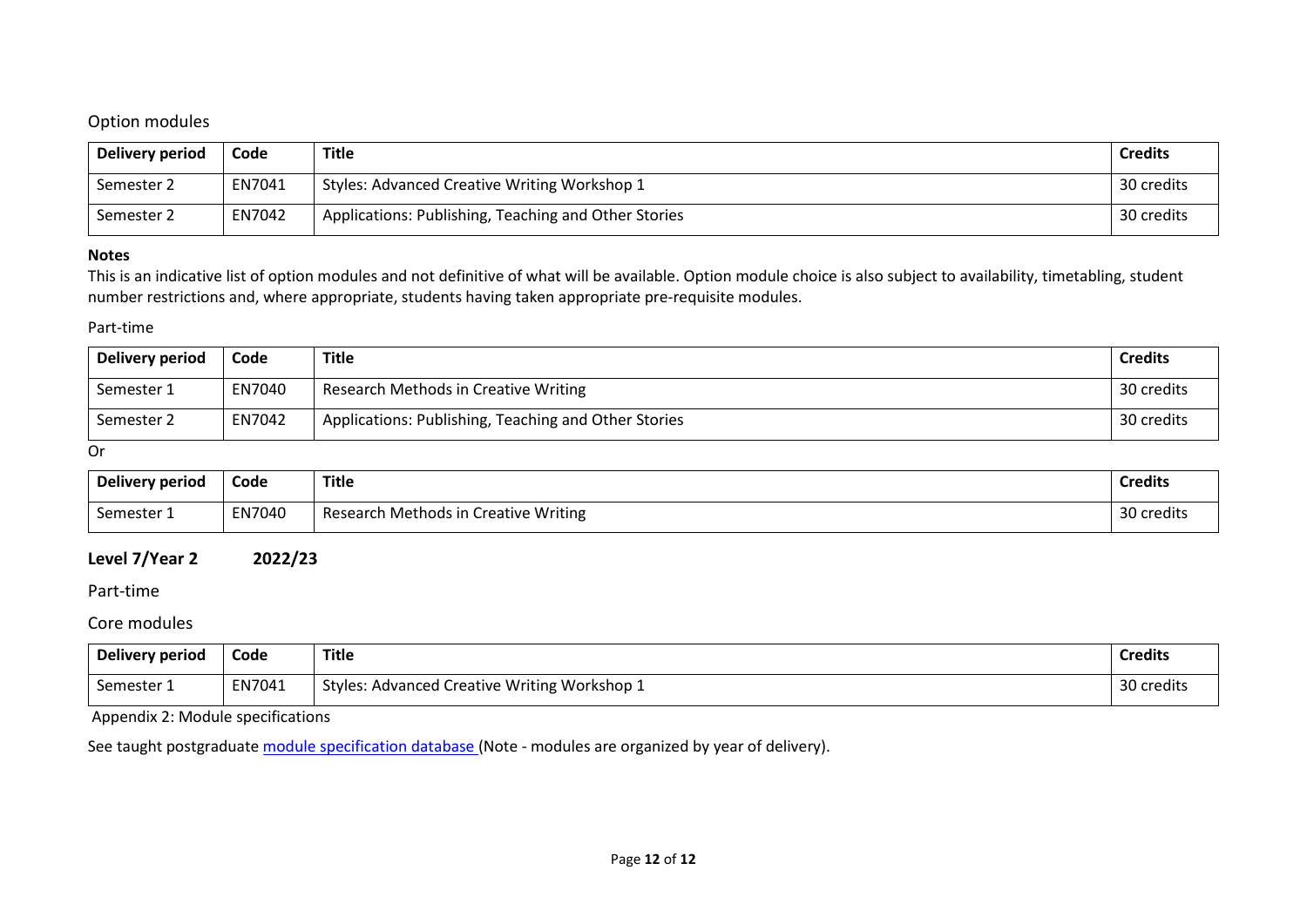Option modules

| Delivery period | Code | Title | Credits |
| --- | --- | --- | --- |
| Semester 2 | EN7041 | Styles: Advanced Creative Writing Workshop 1 | 30 credits |
| Semester 2 | EN7042 | Applications: Publishing, Teaching and Other Stories | 30 credits |

**Notes**

This is an indicative list of option modules and not definitive of what will be available. Option module choice is also subject to availability, timetabling, student number restrictions and, where appropriate, students having taken appropriate pre-requisite modules.

Part-time

| Delivery period | Code | Title | Credits |
| --- | --- | --- | --- |
| Semester 1 | EN7040 | Research Methods in Creative Writing | 30 credits |
| Semester 2 | EN7042 | Applications: Publishing, Teaching and Other Stories | 30 credits |

Or

| Delivery period | Code | Title | Credits |
| --- | --- | --- | --- |
| Semester 1 | EN7040 | Research Methods in Creative Writing | 30 credits |

**Level 7/Year 2 2022/23**

Part-time

Core modules

| Delivery period | Code | Title | Credits |
| --- | --- | --- | --- |
| Semester 1 | EN7041 | Styles: Advanced Creative Writing Workshop 1 | 30 credits |

Appendix 2: Module specifications

See taught postgraduate module specification database (Note - modules are organized by year of delivery).